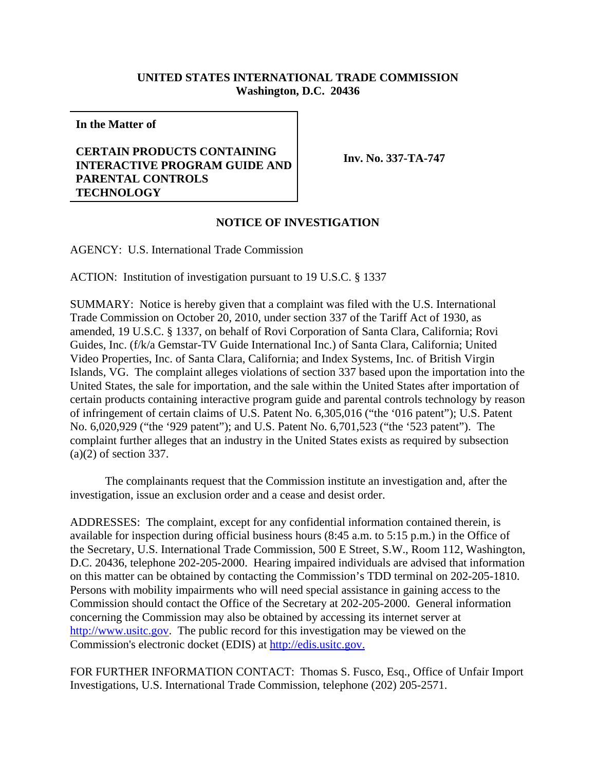**UNITED STATES INTERNATIONAL TRADE COMMISSION**
**Washington, D.C. 20436**

| **In the Matter of** **CERTAIN PRODUCTS CONTAINING INTERACTIVE PROGRAM GUIDE AND PARENTAL CONTROLS TECHNOLOGY** | **Inv. No. 337-TA-747** |
|---|---|

**NOTICE OF INVESTIGATION**

AGENCY: U.S. International Trade Commission

ACTION: Institution of investigation pursuant to 19 U.S.C. § 1337

SUMMARY: Notice is hereby given that a complaint was filed with the U.S. International Trade Commission on October 20, 2010, under section 337 of the Tariff Act of 1930, as amended, 19 U.S.C. § 1337, on behalf of Rovi Corporation of Santa Clara, California; Rovi Guides, Inc. (f/k/a Gemstar-TV Guide International Inc.) of Santa Clara, California; United Video Properties, Inc. of Santa Clara, California; and Index Systems, Inc. of British Virgin Islands, VG. The complaint alleges violations of section 337 based upon the importation into the United States, the sale for importation, and the sale within the United States after importation of certain products containing interactive program guide and parental controls technology by reason of infringement of certain claims of U.S. Patent No. 6,305,016 ("the '016 patent"); U.S. Patent No. 6,020,929 ("the '929 patent"); and U.S. Patent No. 6,701,523 ("the '523 patent"). The complaint further alleges that an industry in the United States exists as required by subsection (a)(2) of section 337.

The complainants request that the Commission institute an investigation and, after the investigation, issue an exclusion order and a cease and desist order.

ADDRESSES: The complaint, except for any confidential information contained therein, is available for inspection during official business hours (8:45 a.m. to 5:15 p.m.) in the Office of the Secretary, U.S. International Trade Commission, 500 E Street, S.W., Room 112, Washington, D.C. 20436, telephone 202-205-2000. Hearing impaired individuals are advised that information on this matter can be obtained by contacting the Commission's TDD terminal on 202-205-1810. Persons with mobility impairments who will need special assistance in gaining access to the Commission should contact the Office of the Secretary at 202-205-2000. General information concerning the Commission may also be obtained by accessing its internet server at http://www.usitc.gov. The public record for this investigation may be viewed on the Commission's electronic docket (EDIS) at http://edis.usitc.gov.

FOR FURTHER INFORMATION CONTACT: Thomas S. Fusco, Esq., Office of Unfair Import Investigations, U.S. International Trade Commission, telephone (202) 205-2571.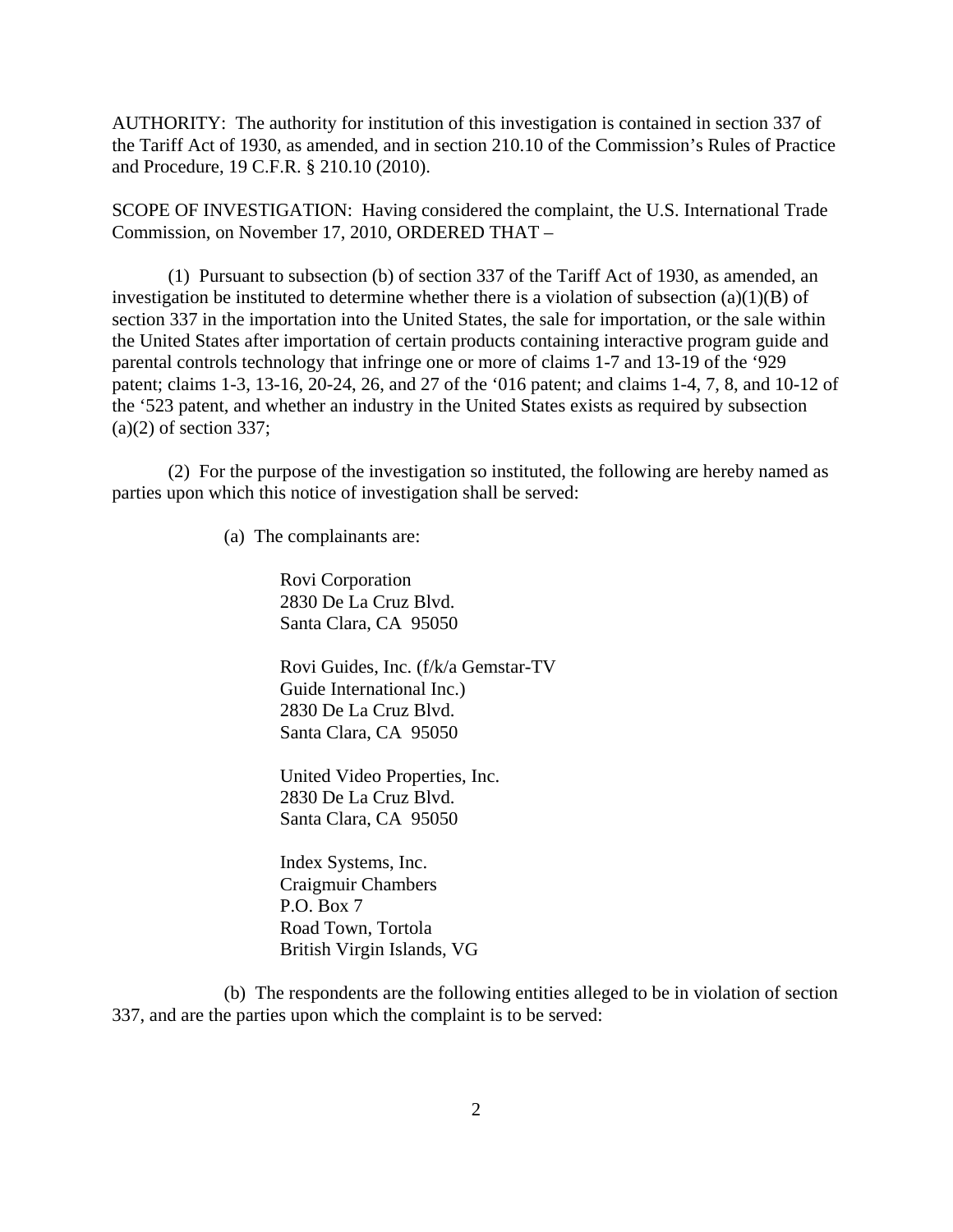AUTHORITY: The authority for institution of this investigation is contained in section 337 of the Tariff Act of 1930, as amended, and in section 210.10 of the Commission's Rules of Practice and Procedure, 19 C.F.R. § 210.10 (2010).

SCOPE OF INVESTIGATION: Having considered the complaint, the U.S. International Trade Commission, on November 17, 2010, ORDERED THAT –

(1) Pursuant to subsection (b) of section 337 of the Tariff Act of 1930, as amended, an investigation be instituted to determine whether there is a violation of subsection (a)(1)(B) of section 337 in the importation into the United States, the sale for importation, or the sale within the United States after importation of certain products containing interactive program guide and parental controls technology that infringe one or more of claims 1-7 and 13-19 of the '929 patent; claims 1-3, 13-16, 20-24, 26, and 27 of the '016 patent; and claims 1-4, 7, 8, and 10-12 of the '523 patent, and whether an industry in the United States exists as required by subsection (a)(2) of section 337;

(2) For the purpose of the investigation so instituted, the following are hereby named as parties upon which this notice of investigation shall be served:

(a) The complainants are:

Rovi Corporation
2830 De La Cruz Blvd.
Santa Clara, CA 95050

Rovi Guides, Inc. (f/k/a Gemstar-TV Guide International Inc.)
2830 De La Cruz Blvd.
Santa Clara, CA 95050

United Video Properties, Inc.
2830 De La Cruz Blvd.
Santa Clara, CA 95050

Index Systems, Inc.
Craigmuir Chambers
P.O. Box 7
Road Town, Tortola
British Virgin Islands, VG

(b) The respondents are the following entities alleged to be in violation of section 337, and are the parties upon which the complaint is to be served: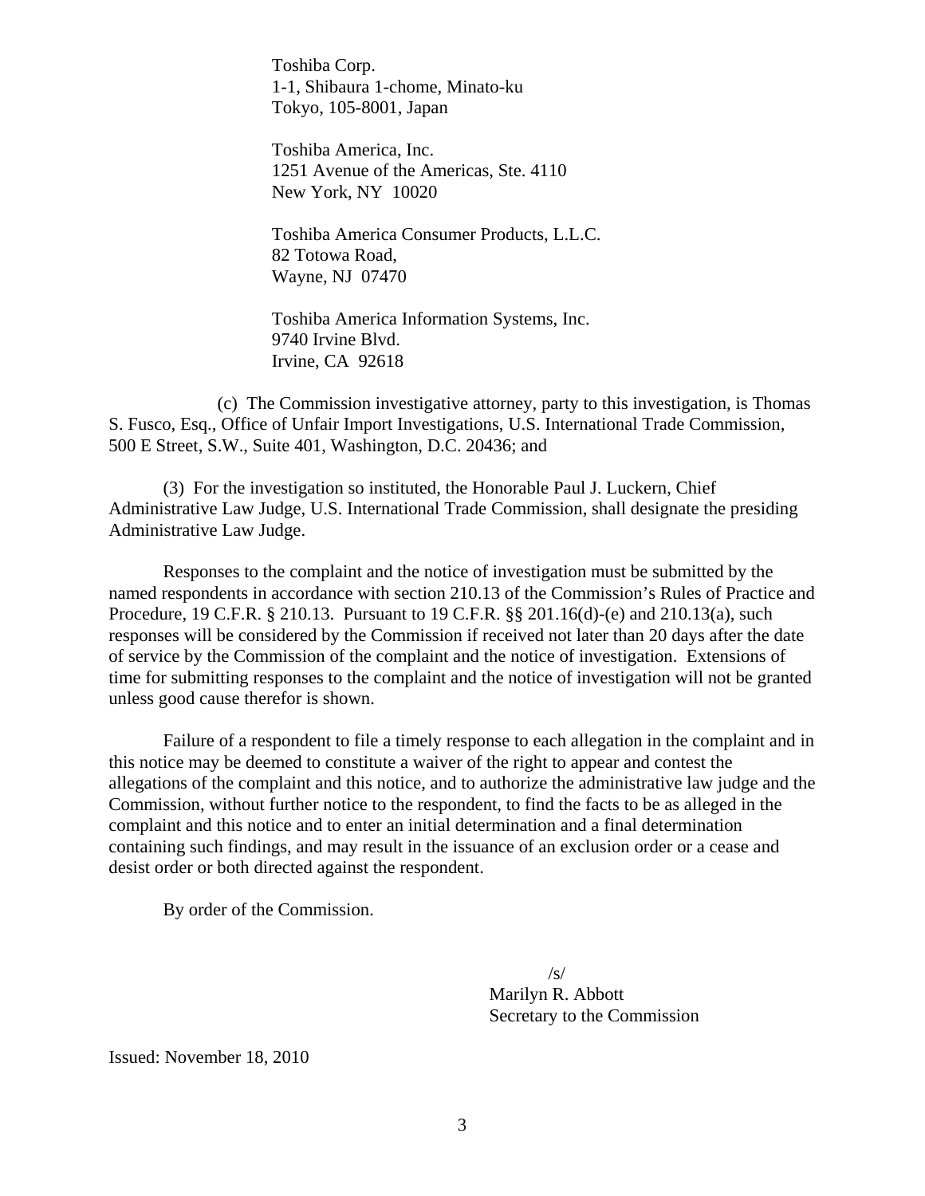Toshiba Corp.
1-1, Shibaura 1-chome, Minato-ku
Tokyo, 105-8001, Japan

Toshiba America, Inc.
1251 Avenue of the Americas, Ste. 4110
New York, NY 10020

Toshiba America Consumer Products, L.L.C.
82 Totowa Road,
Wayne, NJ 07470

Toshiba America Information Systems, Inc.
9740 Irvine Blvd.
Irvine, CA 92618

(c) The Commission investigative attorney, party to this investigation, is Thomas S. Fusco, Esq., Office of Unfair Import Investigations, U.S. International Trade Commission, 500 E Street, S.W., Suite 401, Washington, D.C. 20436; and

(3) For the investigation so instituted, the Honorable Paul J. Luckern, Chief Administrative Law Judge, U.S. International Trade Commission, shall designate the presiding Administrative Law Judge.

Responses to the complaint and the notice of investigation must be submitted by the named respondents in accordance with section 210.13 of the Commission's Rules of Practice and Procedure, 19 C.F.R. § 210.13. Pursuant to 19 C.F.R. §§ 201.16(d)-(e) and 210.13(a), such responses will be considered by the Commission if received not later than 20 days after the date of service by the Commission of the complaint and the notice of investigation. Extensions of time for submitting responses to the complaint and the notice of investigation will not be granted unless good cause therefor is shown.

Failure of a respondent to file a timely response to each allegation in the complaint and in this notice may be deemed to constitute a waiver of the right to appear and contest the allegations of the complaint and this notice, and to authorize the administrative law judge and the Commission, without further notice to the respondent, to find the facts to be as alleged in the complaint and this notice and to enter an initial determination and a final determination containing such findings, and may result in the issuance of an exclusion order or a cease and desist order or both directed against the respondent.

By order of the Commission.

/s/
Marilyn R. Abbott
Secretary to the Commission

Issued: November 18, 2010